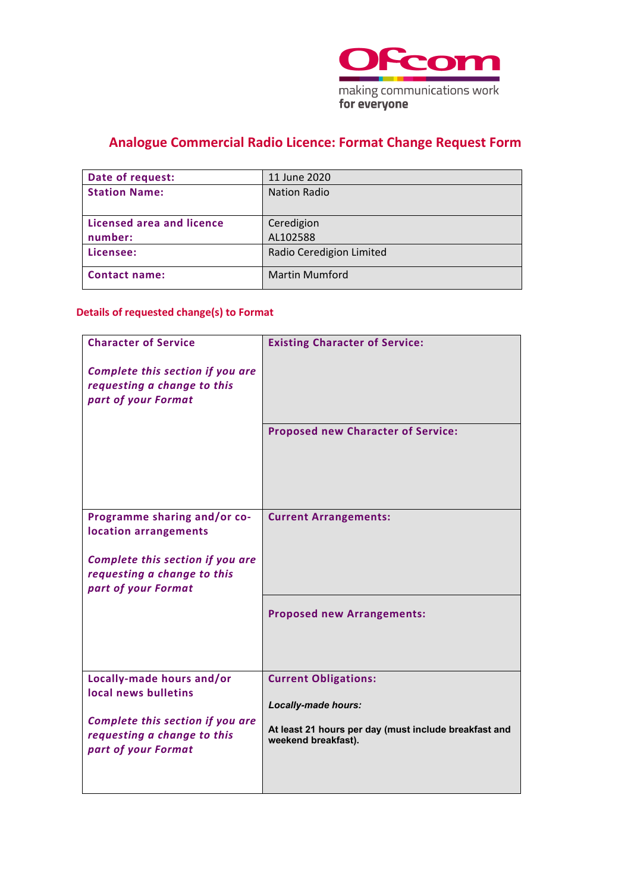# Analogue Commercial Radio Licence: Format Change Request Form

| **Date of request:** | 11 June 2020 |
|---|---|
| **Station Name:** | Nation Radio |
| **Licensed area and licence number:** | Ceredigion<br>AL102588 |
| **Licensee:** | Radio Ceredigion Limited |
| **Contact name:** | Martin Mumford |

## Details of requested change(s) to Format

| | |
|---|---|
| **Character of Service**<br><br>***Complete this section if you are requesting a change to this part of your Format*** | **Existing Character of Service:** |
| | **Proposed new Character of Service:** |
| **Programme sharing and/or co-location arrangements**<br><br>***Complete this section if you are requesting a change to this part of your Format*** | **Current Arrangements:** |
| | **Proposed new Arrangements:** |
| **Locally-made hours and/or local news bulletins**<br><br>***Complete this section if you are requesting a change to this part of your Format*** | **Current Obligations:**<br><br>***Locally-made hours:***<br><br>**At least 21 hours per day (must include breakfast and weekend breakfast).** |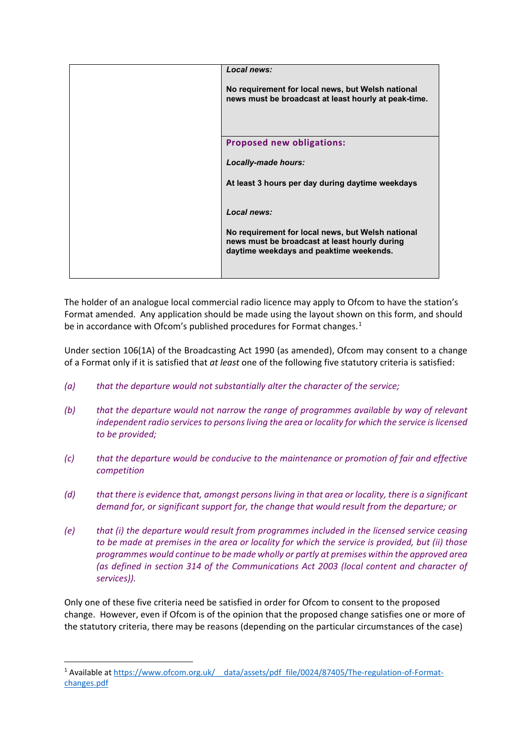| | |
|---|---|
| | ***Local news:***<br><br>**No requirement for local news, but Welsh national news must be broadcast at least hourly at peak-time.** |
| | **Proposed new obligations:**<br><br>***Locally-made hours:***<br><br>**At least 3 hours per day during daytime weekdays**<br><br>***Local news:***<br><br>**No requirement for local news, but Welsh national news must be broadcast at least hourly during daytime weekdays and peaktime weekends.** |

The holder of an analogue local commercial radio licence may apply to Ofcom to have the station's Format amended. Any application should be made using the layout shown on this form, and should be in accordance with Ofcom's published procedures for Format changes.[1]

Under section 106(1A) of the Broadcasting Act 1990 (as amended), Ofcom may consent to a change of a Format only if it is satisfied that *at least* one of the following five statutory criteria is satisfied:

*(a) that the departure would not substantially alter the character of the service;*

*(b) that the departure would not narrow the range of programmes available by way of relevant independent radio services to persons living the area or locality for which the service is licensed to be provided;*

*(c) that the departure would be conducive to the maintenance or promotion of fair and effective competition*

*(d) that there is evidence that, amongst persons living in that area or locality, there is a significant demand for, or significant support for, the change that would result from the departure; or*

*(e) that (i) the departure would result from programmes included in the licensed service ceasing to be made at premises in the area or locality for which the service is provided, but (ii) those programmes would continue to be made wholly or partly at premises within the approved area (as defined in section 314 of the Communications Act 2003 (local content and character of services)).*

Only one of these five criteria need be satisfied in order for Ofcom to consent to the proposed change. However, even if Ofcom is of the opinion that the proposed change satisfies one or more of the statutory criteria, there may be reasons (depending on the particular circumstances of the case)

[1] Available at https://www.ofcom.org.uk/__data/assets/pdf_file/0024/87405/The-regulation-of-Format-changes.pdf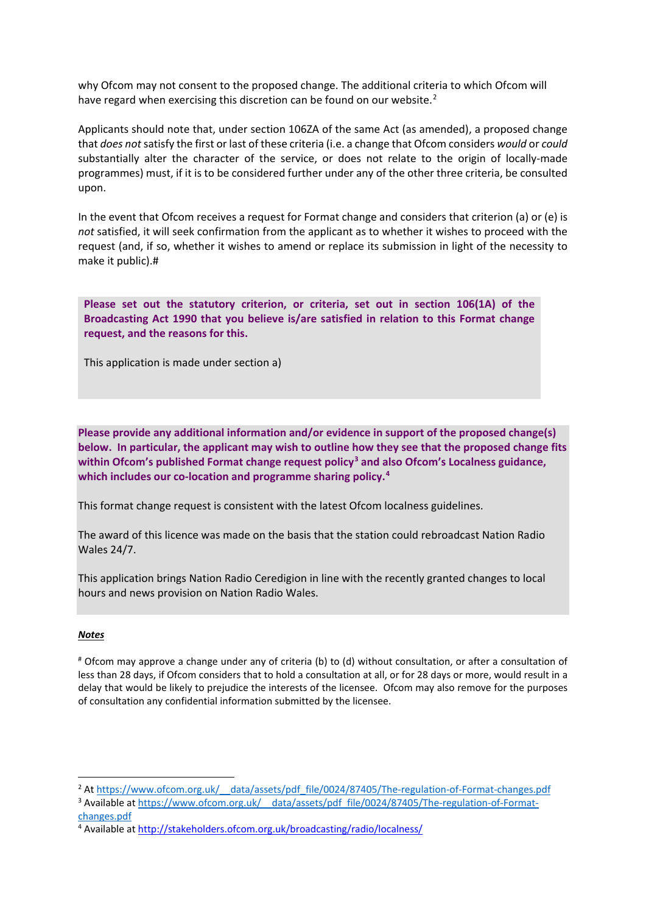why Ofcom may not consent to the proposed change. The additional criteria to which Ofcom will have regard when exercising this discretion can be found on our website.[2]

Applicants should note that, under section 106ZA of the same Act (as amended), a proposed change that *does not* satisfy the first or last of these criteria (i.e. a change that Ofcom considers *would* or *could* substantially alter the character of the service, or does not relate to the origin of locally-made programmes) must, if it is to be considered further under any of the other three criteria, be consulted upon.

In the event that Ofcom receives a request for Format change and considers that criterion (a) or (e) is *not* satisfied, it will seek confirmation from the applicant as to whether it wishes to proceed with the request (and, if so, whether it wishes to amend or replace its submission in light of the necessity to make it public).#

**Please set out the statutory criterion, or criteria, set out in section 106(1A) of the Broadcasting Act 1990 that you believe is/are satisfied in relation to this Format change request, and the reasons for this.**

This application is made under section a)

**Please provide any additional information and/or evidence in support of the proposed change(s) below. In particular, the applicant may wish to outline how they see that the proposed change fits within Ofcom's published Format change request policy[3] and also Ofcom's Localness guidance, which includes our co-location and programme sharing policy.[4]**

This format change request is consistent with the latest Ofcom localness guidelines.

The award of this licence was made on the basis that the station could rebroadcast Nation Radio Wales 24/7.

This application brings Nation Radio Ceredigion in line with the recently granted changes to local hours and news provision on Nation Radio Wales.

***Notes***

[#] Ofcom may approve a change under any of criteria (b) to (d) without consultation, or after a consultation of less than 28 days, if Ofcom considers that to hold a consultation at all, or for 28 days or more, would result in a delay that would be likely to prejudice the interests of the licensee. Ofcom may also remove for the purposes of consultation any confidential information submitted by the licensee.

---

[2] At https://www.ofcom.org.uk/__data/assets/pdf_file/0024/87405/The-regulation-of-Format-changes.pdf

[3] Available at https://www.ofcom.org.uk/__data/assets/pdf_file/0024/87405/The-regulation-of-Format-changes.pdf

[4] Available at http://stakeholders.ofcom.org.uk/broadcasting/radio/localness/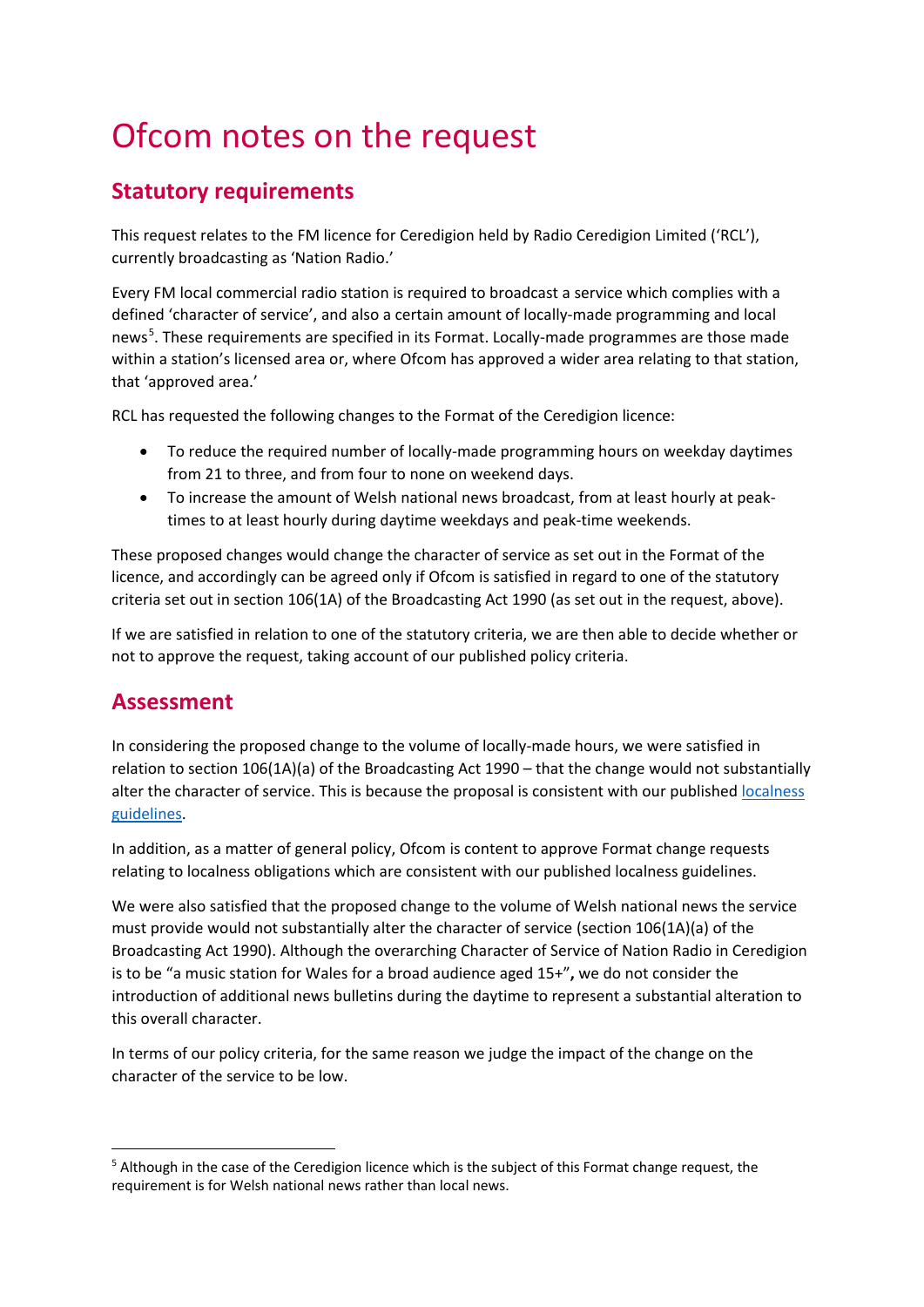# Ofcom notes on the request

## Statutory requirements

This request relates to the FM licence for Ceredigion held by Radio Ceredigion Limited ('RCL'), currently broadcasting as 'Nation Radio.'

Every FM local commercial radio station is required to broadcast a service which complies with a defined 'character of service', and also a certain amount of locally-made programming and local news[5]. These requirements are specified in its Format. Locally-made programmes are those made within a station's licensed area or, where Ofcom has approved a wider area relating to that station, that 'approved area.'

RCL has requested the following changes to the Format of the Ceredigion licence:

- To reduce the required number of locally-made programming hours on weekday daytimes from 21 to three, and from four to none on weekend days.
- To increase the amount of Welsh national news broadcast, from at least hourly at peak-times to at least hourly during daytime weekdays and peak-time weekends.

These proposed changes would change the character of service as set out in the Format of the licence, and accordingly can be agreed only if Ofcom is satisfied in regard to one of the statutory criteria set out in section 106(1A) of the Broadcasting Act 1990 (as set out in the request, above).

If we are satisfied in relation to one of the statutory criteria, we are then able to decide whether or not to approve the request, taking account of our published policy criteria.

## Assessment

In considering the proposed change to the volume of locally-made hours, we were satisfied in relation to section 106(1A)(a) of the Broadcasting Act 1990 – that the change would not substantially alter the character of service. This is because the proposal is consistent with our published [localness guidelines](localness guidelines).

In addition, as a matter of general policy, Ofcom is content to approve Format change requests relating to localness obligations which are consistent with our published localness guidelines.

We were also satisfied that the proposed change to the volume of Welsh national news the service must provide would not substantially alter the character of service (section 106(1A)(a) of the Broadcasting Act 1990). Although the overarching Character of Service of Nation Radio in Ceredigion is to be "a music station for Wales for a broad audience aged 15+"**,** we do not consider the introduction of additional news bulletins during the daytime to represent a substantial alteration to this overall character.

In terms of our policy criteria, for the same reason we judge the impact of the change on the character of the service to be low.

---

[5] Although in the case of the Ceredigion licence which is the subject of this Format change request, the requirement is for Welsh national news rather than local news.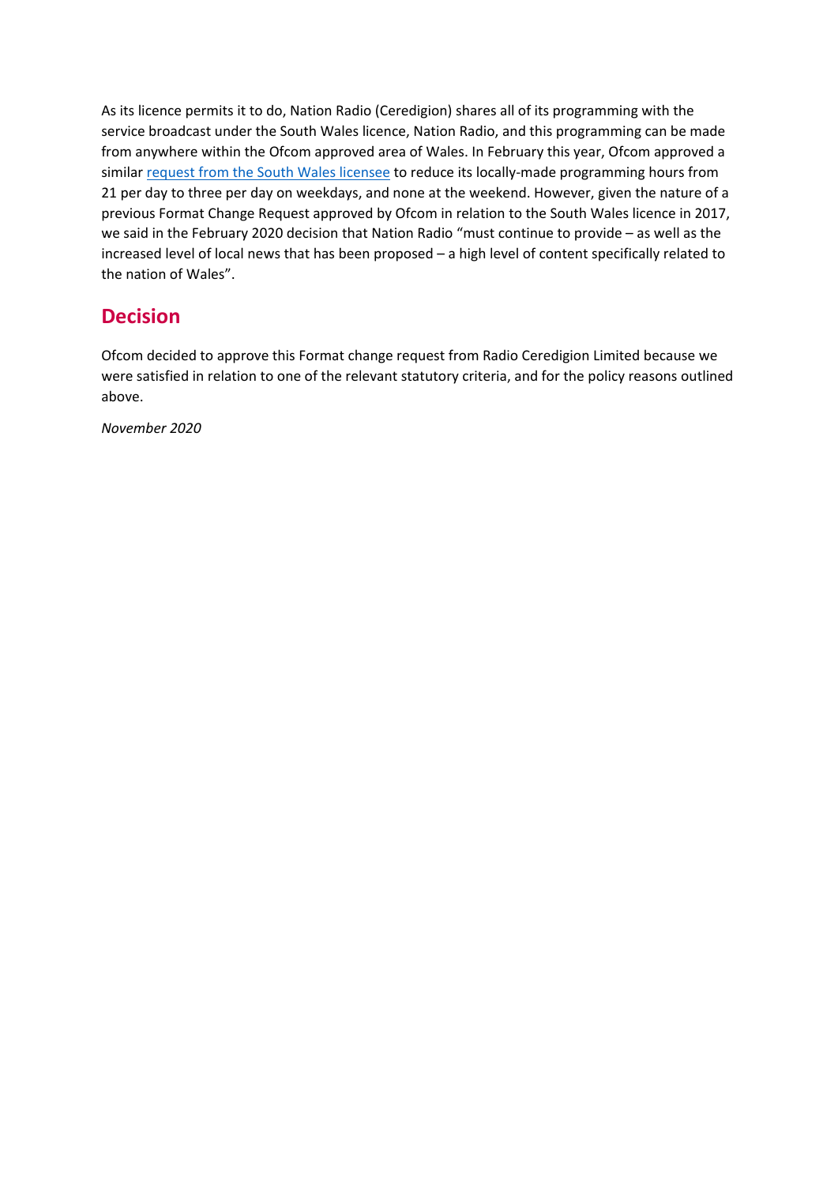As its licence permits it to do, Nation Radio (Ceredigion) shares all of its programming with the service broadcast under the South Wales licence, Nation Radio, and this programming can be made from anywhere within the Ofcom approved area of Wales. In February this year, Ofcom approved a similar request from the South Wales licensee to reduce its locally-made programming hours from 21 per day to three per day on weekdays, and none at the weekend. However, given the nature of a previous Format Change Request approved by Ofcom in relation to the South Wales licence in 2017, we said in the February 2020 decision that Nation Radio "must continue to provide – as well as the increased level of local news that has been proposed – a high level of content specifically related to the nation of Wales".

## Decision

Ofcom decided to approve this Format change request from Radio Ceredigion Limited because we were satisfied in relation to one of the relevant statutory criteria, and for the policy reasons outlined above.

*November 2020*